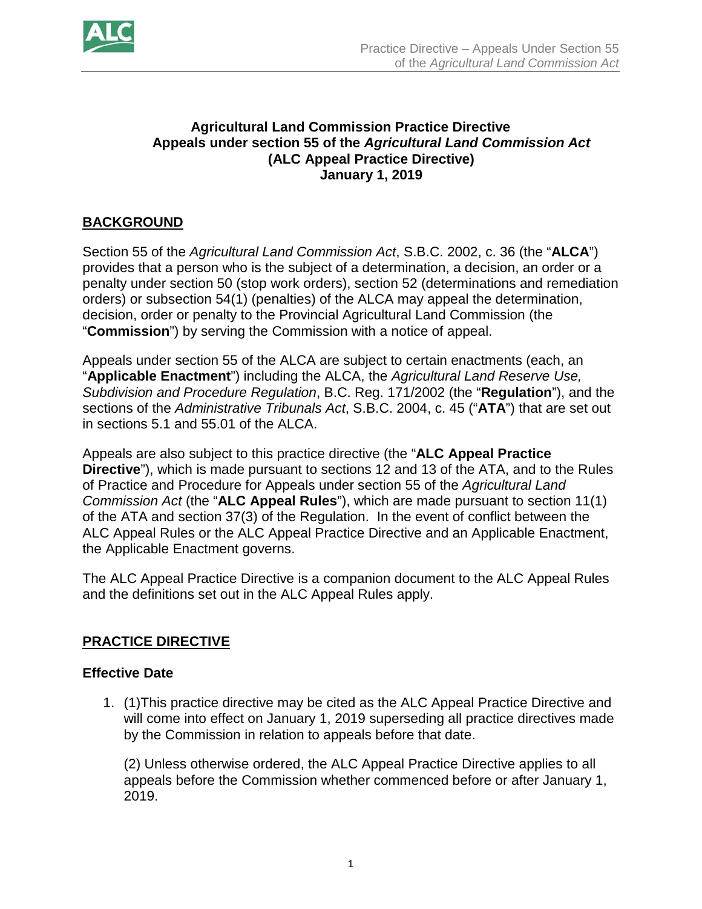**Agricultural Land Commission Practice Directive**
**Appeals under section 55 of the *Agricultural Land Commission Act***
**(ALC Appeal Practice Directive)**
**January 1, 2019**

## BACKGROUND

Section 55 of the *Agricultural Land Commission Act*, S.B.C. 2002, c. 36 (the "**ALCA**") provides that a person who is the subject of a determination, a decision, an order or a penalty under section 50 (stop work orders), section 52 (determinations and remediation orders) or subsection 54(1) (penalties) of the ALCA may appeal the determination, decision, order or penalty to the Provincial Agricultural Land Commission (the "**Commission**") by serving the Commission with a notice of appeal.

Appeals under section 55 of the ALCA are subject to certain enactments (each, an "**Applicable Enactment**") including the ALCA, the *Agricultural Land Reserve Use, Subdivision and Procedure Regulation*, B.C. Reg. 171/2002 (the "**Regulation**"), and the sections of the *Administrative Tribunals Act*, S.B.C. 2004, c. 45 ("**ATA**") that are set out in sections 5.1 and 55.01 of the ALCA.

Appeals are also subject to this practice directive (the "**ALC Appeal Practice Directive**"), which is made pursuant to sections 12 and 13 of the ATA, and to the Rules of Practice and Procedure for Appeals under section 55 of the *Agricultural Land Commission Act* (the "**ALC Appeal Rules**"), which are made pursuant to section 11(1) of the ATA and section 37(3) of the Regulation. In the event of conflict between the ALC Appeal Rules or the ALC Appeal Practice Directive and an Applicable Enactment, the Applicable Enactment governs.

The ALC Appeal Practice Directive is a companion document to the ALC Appeal Rules and the definitions set out in the ALC Appeal Rules apply.

## PRACTICE DIRECTIVE

### Effective Date

1. (1)This practice directive may be cited as the ALC Appeal Practice Directive and will come into effect on January 1, 2019 superseding all practice directives made by the Commission in relation to appeals before that date.

   (2) Unless otherwise ordered, the ALC Appeal Practice Directive applies to all appeals before the Commission whether commenced before or after January 1, 2019.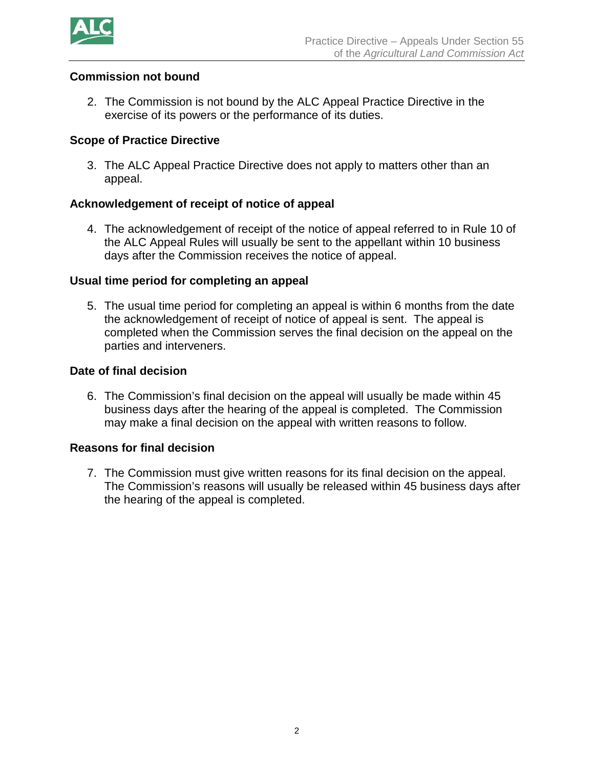### Commission not bound

2. The Commission is not bound by the ALC Appeal Practice Directive in the exercise of its powers or the performance of its duties.

### Scope of Practice Directive

3. The ALC Appeal Practice Directive does not apply to matters other than an appeal.

### Acknowledgement of receipt of notice of appeal

4. The acknowledgement of receipt of the notice of appeal referred to in Rule 10 of the ALC Appeal Rules will usually be sent to the appellant within 10 business days after the Commission receives the notice of appeal.

### Usual time period for completing an appeal

5. The usual time period for completing an appeal is within 6 months from the date the acknowledgement of receipt of notice of appeal is sent. The appeal is completed when the Commission serves the final decision on the appeal on the parties and interveners.

### Date of final decision

6. The Commission's final decision on the appeal will usually be made within 45 business days after the hearing of the appeal is completed. The Commission may make a final decision on the appeal with written reasons to follow.

### Reasons for final decision

7. The Commission must give written reasons for its final decision on the appeal. The Commission's reasons will usually be released within 45 business days after the hearing of the appeal is completed.